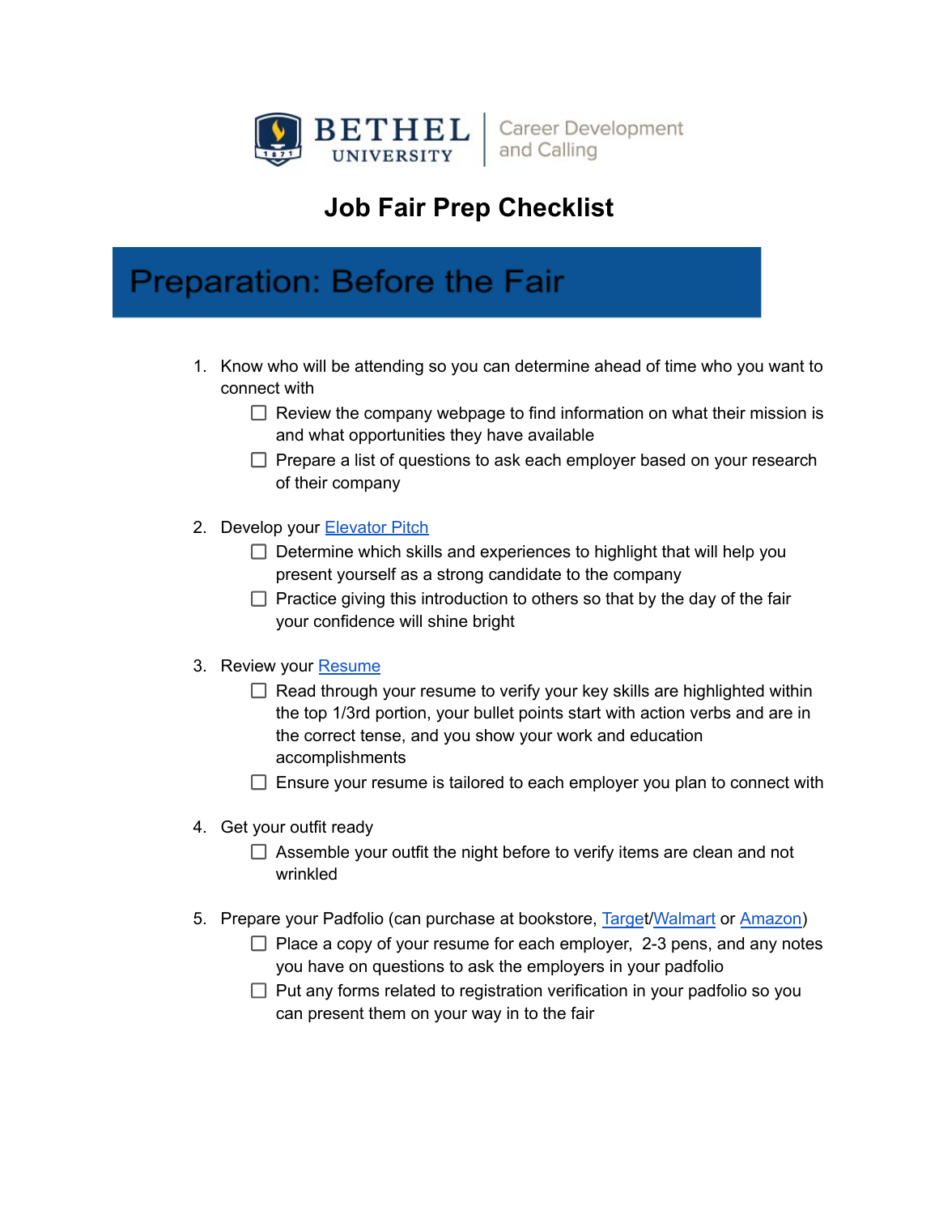BETHEL UNIVERSITY | Career Development and Calling

# Job Fair Prep Checklist

## Preparation: Before the Fair

1. Know who will be attending so you can determine ahead of time who you want to connect with
   - [ ] Review the company webpage to find information on what their mission is and what opportunities they have available
   - [ ] Prepare a list of questions to ask each employer based on your research of their company

2. Develop your Elevator Pitch
   - [ ] Determine which skills and experiences to highlight that will help you present yourself as a strong candidate to the company
   - [ ] Practice giving this introduction to others so that by the day of the fair your confidence will shine bright

3. Review your Resume
   - [ ] Read through your resume to verify your key skills are highlighted within the top 1/3rd portion, your bullet points start with action verbs and are in the correct tense, and you show your work and education accomplishments
   - [ ] Ensure your resume is tailored to each employer you plan to connect with

4. Get your outfit ready
   - [ ] Assemble your outfit the night before to verify items are clean and not wrinkled

5. Prepare your Padfolio (can purchase at bookstore, Target/Walmart or Amazon)
   - [ ] Place a copy of your resume for each employer, 2-3 pens, and any notes you have on questions to ask the employers in your padfolio
   - [ ] Put any forms related to registration verification in your padfolio so you can present them on your way in to the fair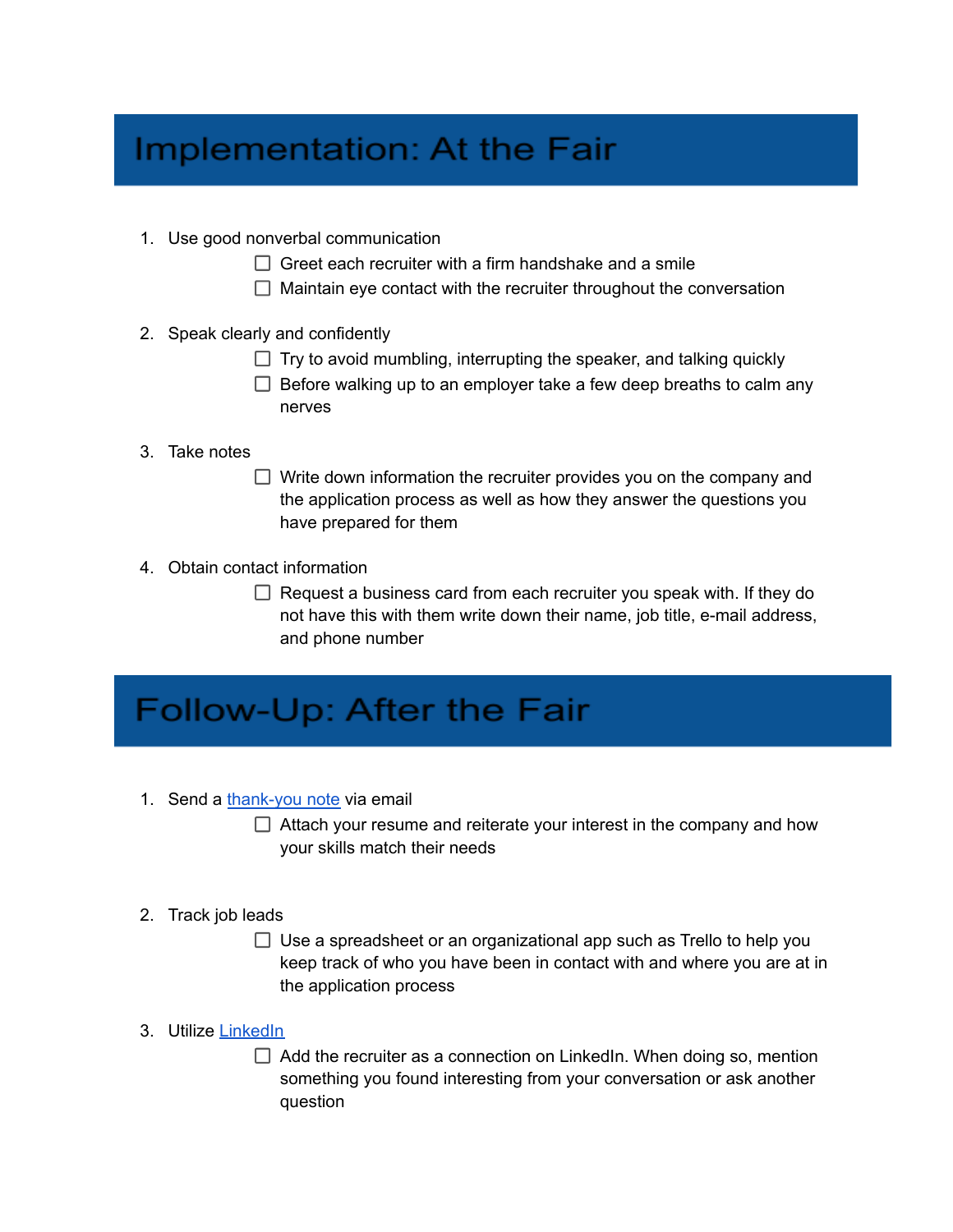## Implementation: At the Fair

1. Use good nonverbal communication
   - [ ] Greet each recruiter with a firm handshake and a smile
   - [ ] Maintain eye contact with the recruiter throughout the conversation

2. Speak clearly and confidently
   - [ ] Try to avoid mumbling, interrupting the speaker, and talking quickly
   - [ ] Before walking up to an employer take a few deep breaths to calm any nerves

3. Take notes
   - [ ] Write down information the recruiter provides you on the company and the application process as well as how they answer the questions you have prepared for them

4. Obtain contact information
   - [ ] Request a business card from each recruiter you speak with. If they do not have this with them write down their name, job title, e-mail address, and phone number

## Follow-Up: After the Fair

1. Send a thank-you note via email
   - [ ] Attach your resume and reiterate your interest in the company and how your skills match their needs

2. Track job leads
   - [ ] Use a spreadsheet or an organizational app such as Trello to help you keep track of who you have been in contact with and where you are at in the application process

3. Utilize LinkedIn
   - [ ] Add the recruiter as a connection on LinkedIn. When doing so, mention something you found interesting from your conversation or ask another question